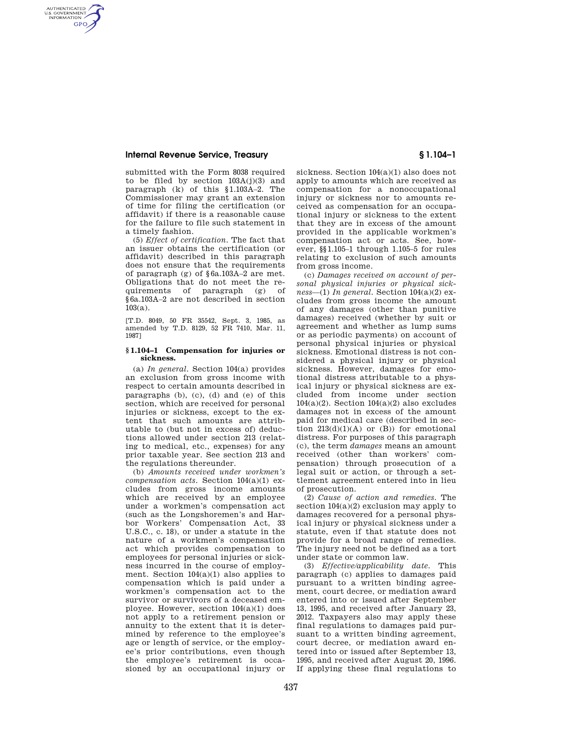submitted with the Form 8038 required to be filed by section 103A(j)(3) and paragraph (k) of this §1.103A–2. The Commissioner may grant an extension of time for filing the certification (or affidavit) if there is a reasonable cause for the failure to file such statement in a timely fashion.

(5) *Effect of certification.* The fact that an issuer obtains the certification (or affidavit) described in this paragraph does not ensure that the requirements of paragraph (g) of §6a.103A–2 are met. Obligations that do not meet the requirements of paragraph (g) of §6a.103A–2 are not described in section 103(a).

[T.D. 8049, 50 FR 35542, Sept. 3, 1985, as amended by T.D. 8129, 52 FR 7410, Mar. 11, 1987]

## §1.104–1 Compensation for injuries or sickness.

(a) *In general.* Section 104(a) provides an exclusion from gross income with respect to certain amounts described in paragraphs (b), (c), (d) and (e) of this section, which are received for personal injuries or sickness, except to the extent that such amounts are attributable to (but not in excess of) deductions allowed under section 213 (relating to medical, etc., expenses) for any prior taxable year. See section 213 and the regulations thereunder.

(b) *Amounts received under workmen's compensation acts.* Section 104(a)(1) excludes from gross income amounts which are received by an employee under a workmen's compensation act (such as the Longshoremen's and Harbor Workers' Compensation Act, 33 U.S.C., c. 18), or under a statute in the nature of a workmen's compensation act which provides compensation to employees for personal injuries or sickness incurred in the course of employment. Section 104(a)(1) also applies to compensation which is paid under a workmen's compensation act to the survivor or survivors of a deceased employee. However, section 104(a)(1) does not apply to a retirement pension or annuity to the extent that it is determined by reference to the employee's age or length of service, or the employee's prior contributions, even though the employee's retirement is occasioned by an occupational injury or sickness. Section 104(a)(1) also does not apply to amounts which are received as compensation for a nonoccupational injury or sickness nor to amounts received as compensation for an occupational injury or sickness to the extent that they are in excess of the amount provided in the applicable workmen's compensation act or acts. See, however, §§1.105–1 through 1.105–5 for rules relating to exclusion of such amounts from gross income.

(c) *Damages received on account of personal physical injuries or physical sickness*—(1) *In general.* Section 104(a)(2) excludes from gross income the amount of any damages (other than punitive damages) received (whether by suit or agreement and whether as lump sums or as periodic payments) on account of personal physical injuries or physical sickness. Emotional distress is not considered a physical injury or physical sickness. However, damages for emotional distress attributable to a physical injury or physical sickness are excluded from income under section 104(a)(2). Section 104(a)(2) also excludes damages not in excess of the amount paid for medical care (described in section 213(d)(1)(A) or (B)) for emotional distress. For purposes of this paragraph (c), the term *damages* means an amount received (other than workers' compensation) through prosecution of a legal suit or action, or through a settlement agreement entered into in lieu of prosecution.

(2) *Cause of action and remedies.* The section 104(a)(2) exclusion may apply to damages recovered for a personal physical injury or physical sickness under a statute, even if that statute does not provide for a broad range of remedies. The injury need not be defined as a tort under state or common law.

(3) *Effective/applicability date.* This paragraph (c) applies to damages paid pursuant to a written binding agreement, court decree, or mediation award entered into or issued after September 13, 1995, and received after January 23, 2012. Taxpayers also may apply these final regulations to damages paid pursuant to a written binding agreement, court decree, or mediation award entered into or issued after September 13, 1995, and received after August 20, 1996. If applying these final regulations to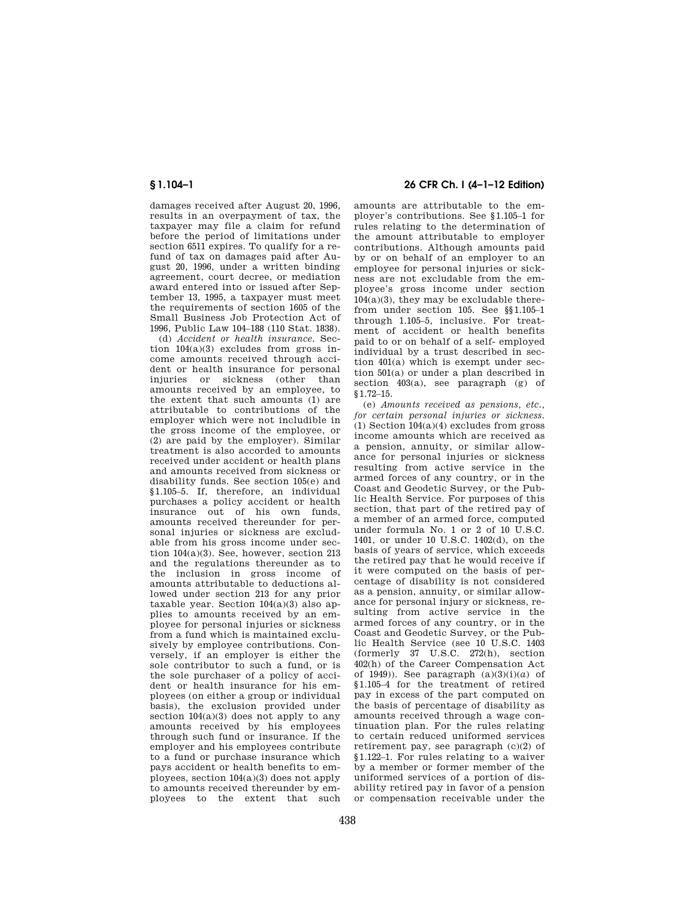damages received after August 20, 1996, results in an overpayment of tax, the taxpayer may file a claim for refund before the period of limitations under section 6511 expires. To qualify for a refund of tax on damages paid after August 20, 1996, under a written binding agreement, court decree, or mediation award entered into or issued after September 13, 1995, a taxpayer must meet the requirements of section 1605 of the Small Business Job Protection Act of 1996, Public Law 104–188 (110 Stat. 1838).

(d) *Accident or health insurance.* Section 104(a)(3) excludes from gross income amounts received through accident or health insurance for personal injuries or sickness (other than amounts received by an employee, to the extent that such amounts (1) are attributable to contributions of the employer which were not includible in the gross income of the employee, or (2) are paid by the employer). Similar treatment is also accorded to amounts received under accident or health plans and amounts received from sickness or disability funds. See section 105(e) and §1.105–5. If, therefore, an individual purchases a policy accident or health insurance out of his own funds, amounts received thereunder for personal injuries or sickness are excludable from his gross income under section 104(a)(3). See, however, section 213 and the regulations thereunder as to the inclusion in gross income of amounts attributable to deductions allowed under section 213 for any prior taxable year. Section 104(a)(3) also applies to amounts received by an employee for personal injuries or sickness from a fund which is maintained exclusively by employee contributions. Conversely, if an employer is either the sole contributor to such a fund, or is the sole purchaser of a policy of accident or health insurance for his employees (on either a group or individual basis), the exclusion provided under section 104(a)(3) does not apply to any amounts received by his employees through such fund or insurance. If the employer and his employees contribute to a fund or purchase insurance which pays accident or health benefits to employees, section 104(a)(3) does not apply to amounts received thereunder by employees to the extent that such amounts are attributable to the employer's contributions. See §1.105–1 for rules relating to the determination of the amount attributable to employer contributions. Although amounts paid by or on behalf of an employer to an employee for personal injuries or sickness are not excludable from the employee's gross income under section 104(a)(3), they may be excludable therefrom under section 105. See §§1.105–1 through 1.105–5, inclusive. For treatment of accident or health benefits paid to or on behalf of a self- employed individual by a trust described in section 401(a) which is exempt under section 501(a) or under a plan described in section 403(a), see paragraph (g) of §1.72–15.

(e) *Amounts received as pensions, etc., for certain personal injuries or sickness.* (1) Section 104(a)(4) excludes from gross income amounts which are received as a pension, annuity, or similar allowance for personal injuries or sickness resulting from active service in the armed forces of any country, or in the Coast and Geodetic Survey, or the Public Health Service. For purposes of this section, that part of the retired pay of a member of an armed force, computed under formula No. 1 or 2 of 10 U.S.C. 1401, or under 10 U.S.C. 1402(d), on the basis of years of service, which exceeds the retired pay that he would receive if it were computed on the basis of percentage of disability is not considered as a pension, annuity, or similar allowance for personal injury or sickness, resulting from active service in the armed forces of any country, or in the Coast and Geodetic Survey, or the Public Health Service (see 10 U.S.C. 1403 (formerly 37 U.S.C. 272(h), section 402(h) of the Career Compensation Act of 1949)). See paragraph (a)(3)(i)(*a*) of §1.105–4 for the treatment of retired pay in excess of the part computed on the basis of percentage of disability as amounts received through a wage continuation plan. For the rules relating to certain reduced uniformed services retirement pay, see paragraph (c)(2) of §1.122–1. For rules relating to a waiver by a member or former member of the uniformed services of a portion of disability retired pay in favor of a pension or compensation receivable under the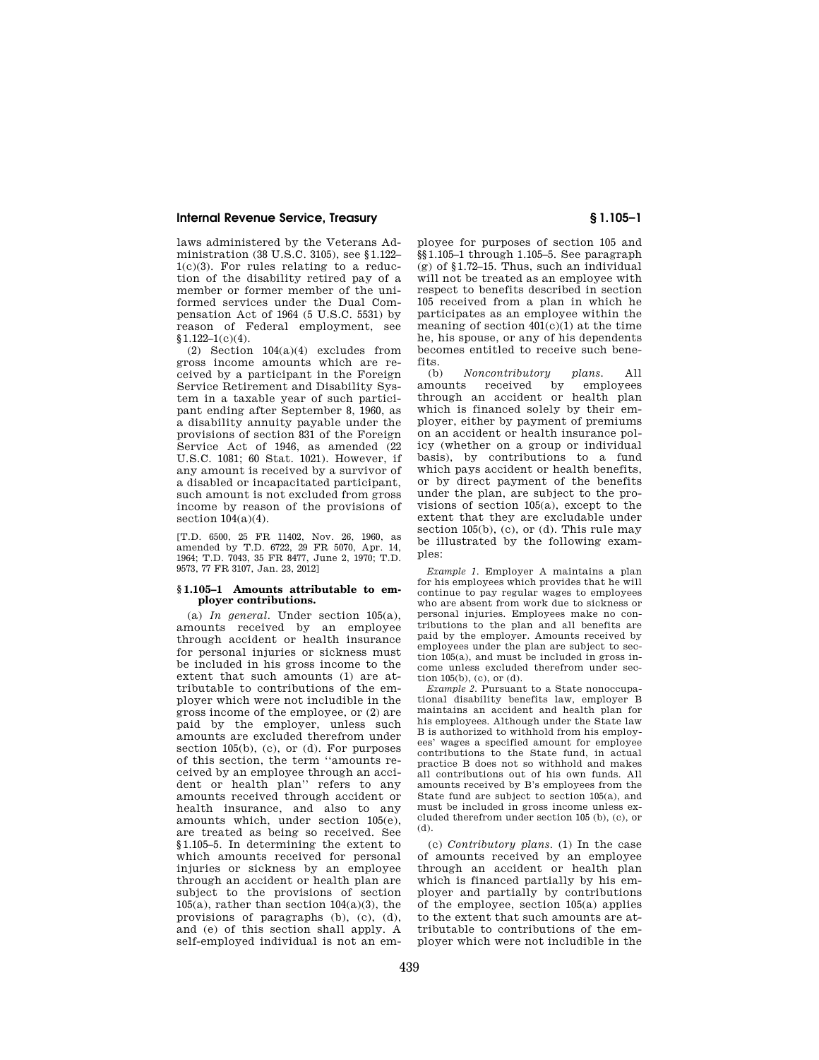laws administered by the Veterans Administration (38 U.S.C. 3105), see §1.122–1(c)(3). For rules relating to a reduction of the disability retired pay of a member or former member of the uniformed services under the Dual Compensation Act of 1964 (5 U.S.C. 5531) by reason of Federal employment, see §1.122–1(c)(4).

(2) Section 104(a)(4) excludes from gross income amounts which are received by a participant in the Foreign Service Retirement and Disability System in a taxable year of such participant ending after September 8, 1960, as a disability annuity payable under the provisions of section 831 of the Foreign Service Act of 1946, as amended (22 U.S.C. 1081; 60 Stat. 1021). However, if any amount is received by a survivor of a disabled or incapacitated participant, such amount is not excluded from gross income by reason of the provisions of section 104(a)(4).

[T.D. 6500, 25 FR 11402, Nov. 26, 1960, as amended by T.D. 6722, 29 FR 5070, Apr. 14, 1964; T.D. 7043, 35 FR 8477, June 2, 1970; T.D. 9573, 77 FR 3107, Jan. 23, 2012]

## §1.105–1 Amounts attributable to employer contributions.

(a) *In general.* Under section 105(a), amounts received by an employee through accident or health insurance for personal injuries or sickness must be included in his gross income to the extent that such amounts (1) are attributable to contributions of the employer which were not includible in the gross income of the employee, or (2) are paid by the employer, unless such amounts are excluded therefrom under section 105(b), (c), or (d). For purposes of this section, the term "amounts received by an employee through an accident or health plan" refers to any amounts received through accident or health insurance, and also to any amounts which, under section 105(e), are treated as being so received. See §1.105–5. In determining the extent to which amounts received for personal injuries or sickness by an employee through an accident or health plan are subject to the provisions of section 105(a), rather than section 104(a)(3), the provisions of paragraphs (b), (c), (d), and (e) of this section shall apply. A self-employed individual is not an employee for purposes of section 105 and §§1.105–1 through 1.105–5. See paragraph (g) of §1.72–15. Thus, such an individual will not be treated as an employee with respect to benefits described in section 105 received from a plan in which he participates as an employee within the meaning of section 401(c)(1) at the time he, his spouse, or any of his dependents becomes entitled to receive such benefits.

(b) *Noncontributory plans.* All amounts received by employees through an accident or health plan which is financed solely by their employer, either by payment of premiums on an accident or health insurance policy (whether on a group or individual basis), by contributions to a fund which pays accident or health benefits, or by direct payment of the benefits under the plan, are subject to the provisions of section 105(a), except to the extent that they are excludable under section 105(b), (c), or (d). This rule may be illustrated by the following examples:

*Example 1.* Employer A maintains a plan for his employees which provides that he will continue to pay regular wages to employees who are absent from work due to sickness or personal injuries. Employees make no contributions to the plan and all benefits are paid by the employer. Amounts received by employees under the plan are subject to section 105(a), and must be included in gross income unless excluded therefrom under section 105(b), (c), or (d).

*Example 2.* Pursuant to a State nonoccupational disability benefits law, employer B maintains an accident and health plan for his employees. Although under the State law B is authorized to withhold from his employees' wages a specified amount for employee contributions to the State fund, in actual practice B does not so withhold and makes all contributions out of his own funds. All amounts received by B's employees from the State fund are subject to section 105(a), and must be included in gross income unless excluded therefrom under section 105 (b), (c), or (d).

(c) *Contributory plans.* (1) In the case of amounts received by an employee through an accident or health plan which is financed partially by his employer and partially by contributions of the employee, section 105(a) applies to the extent that such amounts are attributable to contributions of the employer which were not includible in the